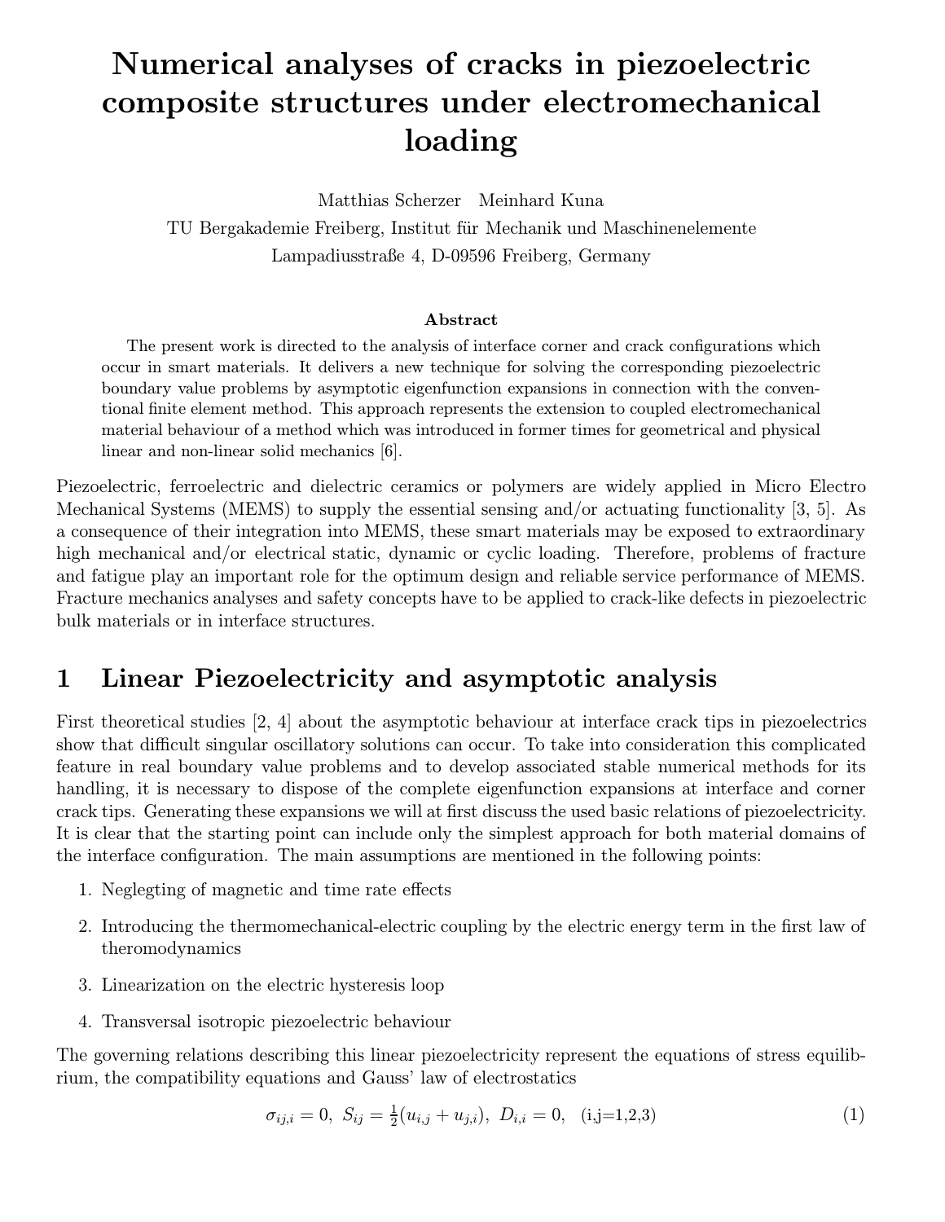# Numerical analyses of cracks in piezoelectric composite structures under electromechanical loading

Matthias Scherzer Meinhard Kuna

TU Bergakademie Freiberg, Institut für Mechanik und Maschinenelemente

Lampadiusstraße 4, D-09596 Freiberg, Germany

### Abstract

The present work is directed to the analysis of interface corner and crack configurations which occur in smart materials. It delivers a new technique for solving the corresponding piezoelectric boundary value problems by asymptotic eigenfunction expansions in connection with the conventional finite element method. This approach represents the extension to coupled electromechanical material behaviour of a method which was introduced in former times for geometrical and physical linear and non-linear solid mechanics [6].

Piezoelectric, ferroelectric and dielectric ceramics or polymers are widely applied in Micro Electro Mechanical Systems (MEMS) to supply the essential sensing and/or actuating functionality [3, 5]. As a consequence of their integration into MEMS, these smart materials may be exposed to extraordinary high mechanical and/or electrical static, dynamic or cyclic loading. Therefore, problems of fracture and fatigue play an important role for the optimum design and reliable service performance of MEMS. Fracture mechanics analyses and safety concepts have to be applied to crack-like defects in piezoelectric bulk materials or in interface structures.

## 1 Linear Piezoelectricity and asymptotic analysis

First theoretical studies [2, 4] about the asymptotic behaviour at interface crack tips in piezoelectrics show that difficult singular oscillatory solutions can occur. To take into consideration this complicated feature in real boundary value problems and to develop associated stable numerical methods for its handling, it is necessary to dispose of the complete eigenfunction expansions at interface and corner crack tips. Generating these expansions we will at first discuss the used basic relations of piezoelectricity. It is clear that the starting point can include only the simplest approach for both material domains of the interface configuration. The main assumptions are mentioned in the following points:

1. Neglegting of magnetic and time rate effects
2. Introducing the thermomechanical-electric coupling by the electric energy term in the first law of theromodynamics
3. Linearization on the electric hysteresis loop
4. Transversal isotropic piezoelectric behaviour

The governing relations describing this linear piezoelectricity represent the equations of stress equilibrium, the compatibility equations and Gauss' law of electrostatics

$$\sigma_{ij,i} = 0,\ S_{ij} = \tfrac{1}{2}(u_{i,j} + u_{j,i}),\ D_{i,i} = 0, \quad \text{(i,j=1,2,3)} \tag{1}$$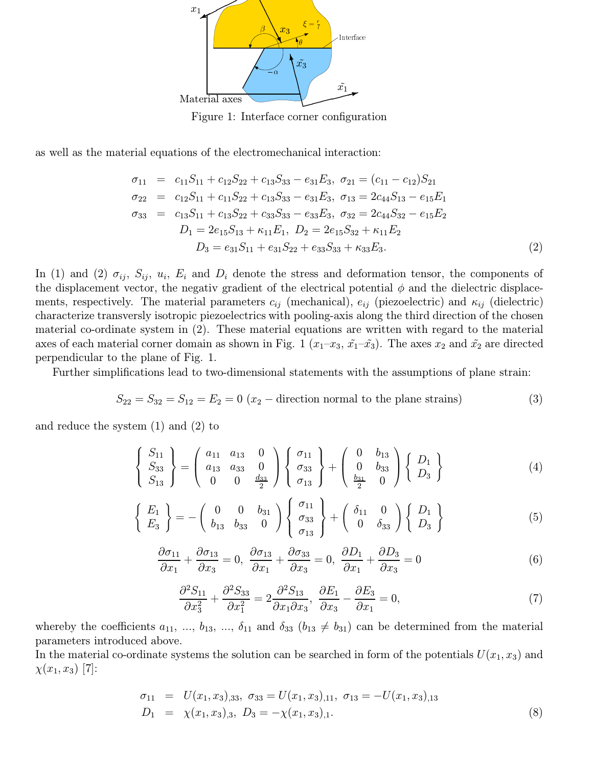Figure 1: Interface corner configuration

as well as the material equations of the electromechanical interaction:

$$
\begin{aligned}
\sigma_{11} &= c_{11}S_{11} + c_{12}S_{22} + c_{13}S_{33} - e_{31}E_3,\ \sigma_{21} = (c_{11} - c_{12})S_{21} \\
\sigma_{22} &= c_{12}S_{11} + c_{11}S_{22} + c_{13}S_{33} - e_{31}E_3,\ \sigma_{13} = 2c_{44}S_{13} - e_{15}E_1 \\
\sigma_{33} &= c_{13}S_{11} + c_{13}S_{22} + c_{33}S_{33} - e_{33}E_3,\ \sigma_{32} = 2c_{44}S_{32} - e_{15}E_2 \\
& D_1 = 2e_{15}S_{13} + \kappa_{11}E_1,\ D_2 = 2e_{15}S_{32} + \kappa_{11}E_2 \\
& D_3 = e_{31}S_{11} + e_{31}S_{22} + e_{33}S_{33} + \kappa_{33}E_3.
\end{aligned} \tag{2}
$$

In (1) and (2) $\sigma_{ij}$, $S_{ij}$, $u_i$, $E_i$ and $D_i$ denote the stress and deformation tensor, the components of the displacement vector, the negativ gradient of the electrical potential $\phi$ and the dielectric displacements, respectively. The material parameters $c_{ij}$ (mechanical), $e_{ij}$ (piezoelectric) and $\kappa_{ij}$ (dielectric) characterize transversly isotropic piezoelectrics with pooling-axis along the third direction of the chosen material co-ordinate system in (2). These material equations are written with regard to the material axes of each material corner domain as shown in Fig. 1 ($x_1$–$x_3$, $\tilde{x}_1$–$\tilde{x}_3$). The axes $x_2$ and $\tilde{x}_2$ are directed perpendicular to the plane of Fig. 1.

Further simplifications lead to two-dimensional statements with the assumptions of plane strain:

$$
S_{22} = S_{32} = S_{12} = E_2 = 0 \text{ } (x_2 - \text{direction normal to the plane strains}) \tag{3}
$$

and reduce the system (1) and (2) to

$$
\begin{Bmatrix} S_{11} \\ S_{33} \\ S_{13} \end{Bmatrix} = \begin{pmatrix} a_{11} & a_{13} & 0 \\ a_{13} & a_{33} & 0 \\ 0 & 0 & \frac{d_{33}}{2} \end{pmatrix} \begin{Bmatrix} \sigma_{11} \\ \sigma_{33} \\ \sigma_{13} \end{Bmatrix} + \begin{pmatrix} 0 & b_{13} \\ 0 & b_{33} \\ \frac{b_{31}}{2} & 0 \end{pmatrix} \begin{Bmatrix} D_1 \\ D_3 \end{Bmatrix} \tag{4}
$$

$$
\begin{Bmatrix} E_1 \\ E_3 \end{Bmatrix} = -\begin{pmatrix} 0 & 0 & b_{31} \\ b_{13} & b_{33} & 0 \end{pmatrix} \begin{Bmatrix} \sigma_{11} \\ \sigma_{33} \\ \sigma_{13} \end{Bmatrix} + \begin{pmatrix} \delta_{11} & 0 \\ 0 & \delta_{33} \end{pmatrix} \begin{Bmatrix} D_1 \\ D_3 \end{Bmatrix} \tag{5}
$$

$$
\frac{\partial \sigma_{11}}{\partial x_1} + \frac{\partial \sigma_{13}}{\partial x_3} = 0,\ \frac{\partial \sigma_{13}}{\partial x_1} + \frac{\partial \sigma_{33}}{\partial x_3} = 0,\ \frac{\partial D_1}{\partial x_1} + \frac{\partial D_3}{\partial x_3} = 0 \tag{6}
$$

$$
\frac{\partial^2 S_{11}}{\partial x_3^2} + \frac{\partial^2 S_{33}}{\partial x_1^2} = 2\frac{\partial^2 S_{13}}{\partial x_1 \partial x_3},\ \frac{\partial E_1}{\partial x_3} - \frac{\partial E_3}{\partial x_1} = 0, \tag{7}
$$

whereby the coefficients $a_{11}$, ..., $b_{13}$, ..., $\delta_{11}$ and $\delta_{33}$ ($b_{13} \neq b_{31}$) can be determined from the material parameters introduced above.
In the material co-ordinate systems the solution can be searched in form of the potentials $U(x_1, x_3)$ and $\chi(x_1, x_3)$ [7]:

$$
\begin{aligned}
\sigma_{11} &= U(x_1, x_3)_{,33},\ \sigma_{33} = U(x_1, x_3)_{,11},\ \sigma_{13} = -U(x_1, x_3)_{,13} \\
D_1 &= \chi(x_1, x_3)_{,3},\ D_3 = -\chi(x_1, x_3)_{,1}.
\end{aligned} \tag{8}
$$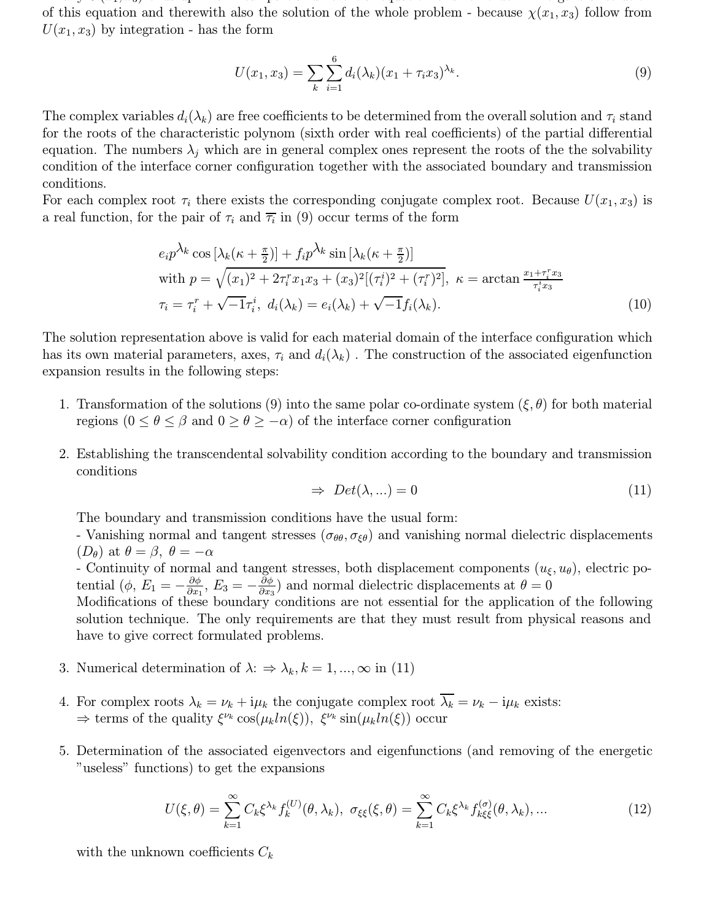of this equation and therewith also the solution of the whole problem - because $\chi(x_1, x_3)$ follow from $U(x_1, x_3)$ by integration - has the form

$$U(x_1, x_3) = \sum_k \sum_{i=1}^{6} d_i(\lambda_k)(x_1 + \tau_i x_3)^{\lambda_k}. \tag{9}$$

The complex variables $d_i(\lambda_k)$ are free coefficients to be determined from the overall solution and $\tau_i$ stand for the roots of the characteristic polynom (sixth order with real coefficients) of the partial differential equation. The numbers $\lambda_j$ which are in general complex ones represent the roots of the the solvability condition of the interface corner configuration together with the associated boundary and transmission conditions.

For each complex root $\tau_i$ there exists the corresponding conjugate complex root. Because $U(x_1, x_3)$ is a real function, for the pair of $\tau_i$ and $\overline{\tau_i}$ in (9) occur terms of the form

$$\begin{aligned}
&e_i p^{\lambda_k} \cos\left[\lambda_k(\kappa + \tfrac{\pi}{2})\right] + f_i p^{\lambda_k} \sin\left[\lambda_k(\kappa + \tfrac{\pi}{2})\right] \\
&\text{with } p = \sqrt{(x_1)^2 + 2\tau_i^r x_1 x_3 + (x_3)^2[(\tau_i^i)^2 + (\tau_i^r)^2]},\ \kappa = \arctan \frac{x_1 + \tau_i^r x_3}{\tau_i^i x_3} \\
&\tau_i = \tau_i^r + \sqrt{-1}\tau_i^i,\ d_i(\lambda_k) = e_i(\lambda_k) + \sqrt{-1} f_i(\lambda_k).
\end{aligned} \tag{10}$$

The solution representation above is valid for each material domain of the interface configuration which has its own material parameters, axes, $\tau_i$ and $d_i(\lambda_k)$ . The construction of the associated eigenfunction expansion results in the following steps:

1. Transformation of the solutions (9) into the same polar co-ordinate system $(\xi, \theta)$ for both material regions $(0 \leq \theta \leq \beta$ and $0 \geq \theta \geq -\alpha)$ of the interface corner configuration

2. Establishing the transcendental solvability condition according to the boundary and transmission conditions

   $$\Rightarrow\ Det(\lambda, ...) = 0 \tag{11}$$

   The boundary and transmission conditions have the usual form:
   - Vanishing normal and tangent stresses $(\sigma_{\theta\theta}, \sigma_{\xi\theta})$ and vanishing normal dielectric displacements $(D_\theta)$ at $\theta = \beta,\ \theta = -\alpha$
   - Continuity of normal and tangent stresses, both displacement components $(u_\xi, u_\theta)$, electric potential ($\phi$, $E_1 = -\frac{\partial \phi}{\partial x_1}$, $E_3 = -\frac{\partial \phi}{\partial x_3}$) and normal dielectric displacements at $\theta = 0$
   Modifications of these boundary conditions are not essential for the application of the following solution technique. The only requirements are that they must result from physical reasons and have to give correct formulated problems.

3. Numerical determination of $\lambda$: $\Rightarrow \lambda_k, k = 1, ..., \infty$ in (11)

4. For complex roots $\lambda_k = \nu_k + \mathrm{i}\mu_k$ the conjugate complex root $\overline{\lambda_k} = \nu_k - \mathrm{i}\mu_k$ exists:
   $\Rightarrow$ terms of the quality $\xi^{\nu_k} \cos(\mu_k ln(\xi))$, $\xi^{\nu_k} \sin(\mu_k ln(\xi))$ occur

5. Determination of the associated eigenvectors and eigenfunctions (and removing of the energetic "useless" functions) to get the expansions

   $$U(\xi, \theta) = \sum_{k=1}^{\infty} C_k \xi^{\lambda_k} f_k^{(U)}(\theta, \lambda_k),\ \sigma_{\xi\xi}(\xi, \theta) = \sum_{k=1}^{\infty} C_k \xi^{\lambda_k} f_{k\xi\xi}^{(\sigma)}(\theta, \lambda_k), ... \tag{12}$$

   with the unknown coefficients $C_k$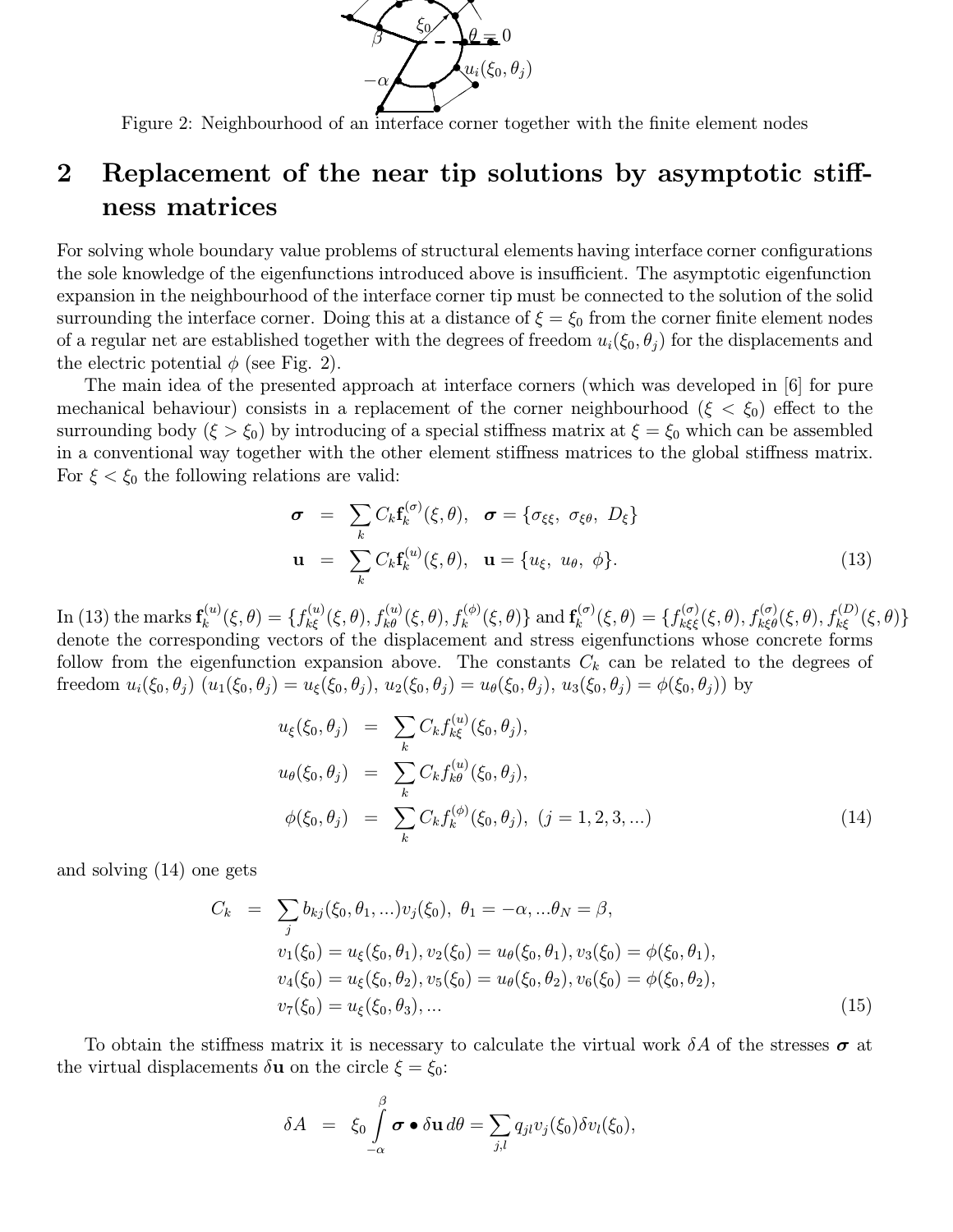Figure 2: Neighbourhood of an interface corner together with the finite element nodes

## 2 Replacement of the near tip solutions by asymptotic stiffness matrices

For solving whole boundary value problems of structural elements having interface corner configurations the sole knowledge of the eigenfunctions introduced above is insufficient. The asymptotic eigenfunction expansion in the neighbourhood of the interface corner tip must be connected to the solution of the solid surrounding the interface corner. Doing this at a distance of $\xi = \xi_0$ from the corner finite element nodes of a regular net are established together with the degrees of freedom $u_i(\xi_0, \theta_j)$ for the displacements and the electric potential $\phi$ (see Fig. 2).

The main idea of the presented approach at interface corners (which was developed in [6] for pure mechanical behaviour) consists in a replacement of the corner neighbourhood ($\xi < \xi_0$) effect to the surrounding body ($\xi > \xi_0$) by introducing of a special stiffness matrix at $\xi = \xi_0$ which can be assembled in a conventional way together with the other element stiffness matrices to the global stiffness matrix. For $\xi < \xi_0$ the following relations are valid:

$$
\begin{aligned}
\boldsymbol{\sigma} &= \sum_k C_k \mathbf{f}_k^{(\sigma)}(\xi, \theta), \quad \boldsymbol{\sigma} = \{\sigma_{\xi\xi},\ \sigma_{\xi\theta},\ D_\xi\} \\
\mathbf{u} &= \sum_k C_k \mathbf{f}_k^{(u)}(\xi, \theta), \quad \mathbf{u} = \{u_\xi,\ u_\theta,\ \phi\}.
\end{aligned} \tag{13}
$$

In (13) the marks $\mathbf{f}_k^{(u)}(\xi,\theta) = \{f_{k\xi}^{(u)}(\xi,\theta), f_{k\theta}^{(u)}(\xi,\theta), f_k^{(\phi)}(\xi,\theta)\}$ and $\mathbf{f}_k^{(\sigma)}(\xi,\theta) = \{f_{k\xi\xi}^{(\sigma)}(\xi,\theta), f_{k\xi\theta}^{(\sigma)}(\xi,\theta), f_{k\xi}^{(D)}(\xi,\theta)\}$ denote the corresponding vectors of the displacement and stress eigenfunctions whose concrete forms follow from the eigenfunction expansion above. The constants $C_k$ can be related to the degrees of freedom $u_i(\xi_0, \theta_j)$ ($u_1(\xi_0,\theta_j) = u_\xi(\xi_0,\theta_j)$, $u_2(\xi_0,\theta_j) = u_\theta(\xi_0,\theta_j)$, $u_3(\xi_0,\theta_j) = \phi(\xi_0,\theta_j)$) by

$$
\begin{aligned}
u_\xi(\xi_0, \theta_j) &= \sum_k C_k f_{k\xi}^{(u)}(\xi_0, \theta_j), \\
u_\theta(\xi_0, \theta_j) &= \sum_k C_k f_{k\theta}^{(u)}(\xi_0, \theta_j), \\
\phi(\xi_0, \theta_j) &= \sum_k C_k f_k^{(\phi)}(\xi_0, \theta_j), \ (j = 1, 2, 3, ...)
\end{aligned} \tag{14}
$$

and solving (14) one gets

$$
\begin{aligned}
C_k &= \sum_j b_{kj}(\xi_0, \theta_1, ...) v_j(\xi_0), \ \theta_1 = -\alpha, ... \theta_N = \beta, \\
& v_1(\xi_0) = u_\xi(\xi_0, \theta_1), v_2(\xi_0) = u_\theta(\xi_0, \theta_1), v_3(\xi_0) = \phi(\xi_0, \theta_1), \\
& v_4(\xi_0) = u_\xi(\xi_0, \theta_2), v_5(\xi_0) = u_\theta(\xi_0, \theta_2), v_6(\xi_0) = \phi(\xi_0, \theta_2), \\
& v_7(\xi_0) = u_\xi(\xi_0, \theta_3), ...
\end{aligned} \tag{15}
$$

To obtain the stiffness matrix it is necessary to calculate the virtual work $\delta A$ of the stresses $\boldsymbol{\sigma}$ at the virtual displacements $\delta \mathbf{u}$ on the circle $\xi = \xi_0$:

$$
\delta A = \xi_0 \int_{-\alpha}^{\beta} \boldsymbol{\sigma} \bullet \delta \mathbf{u} \, d\theta = \sum_{j,l} q_{jl} v_j(\xi_0) \delta v_l(\xi_0),
$$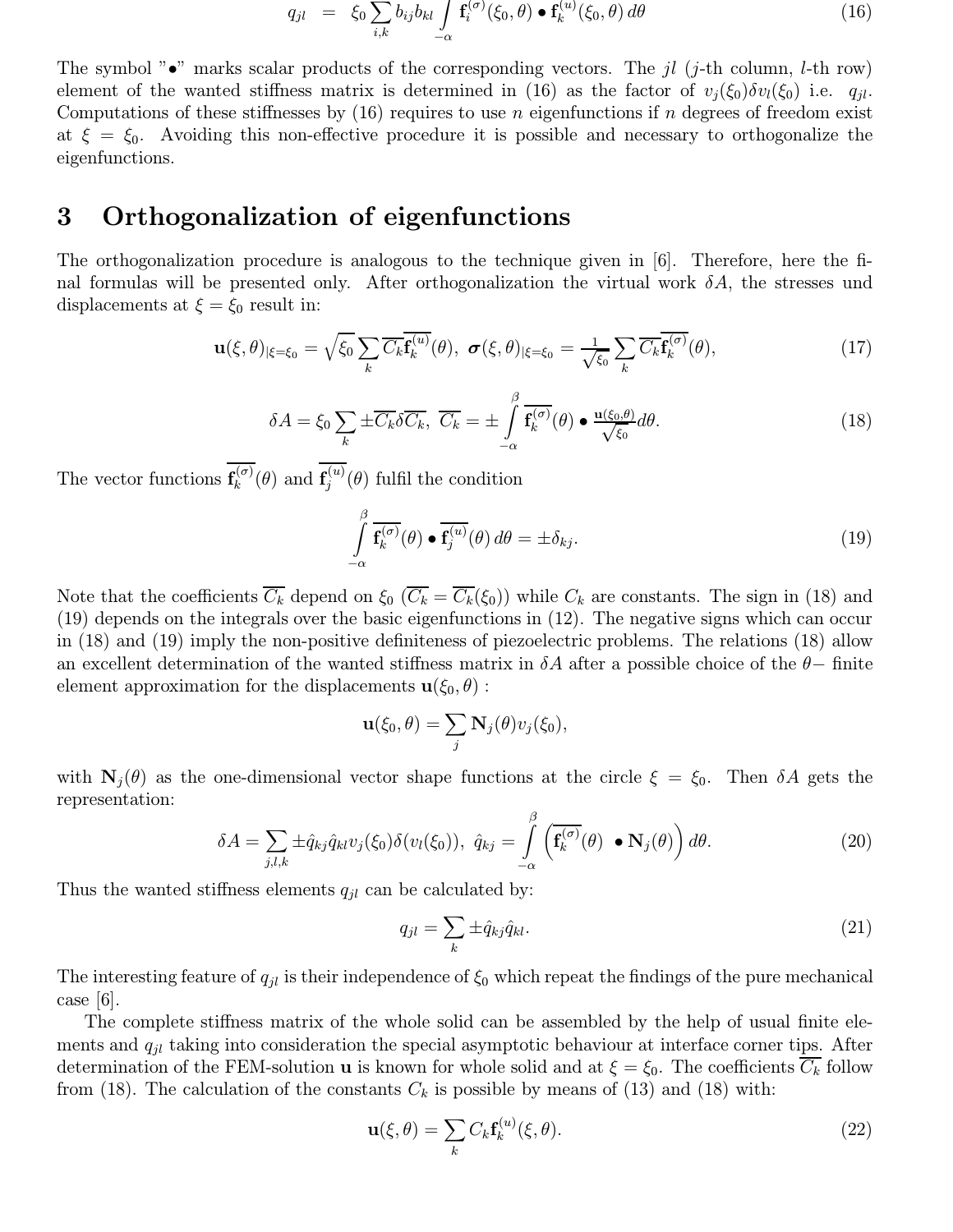$$q_{jl} \;=\; \xi_0 \sum_{i,k} b_{ij} b_{kl} \int_{-\alpha} \mathbf{f}_i^{(\sigma)}(\xi_0,\theta) \bullet \mathbf{f}_k^{(u)}(\xi_0,\theta)\, d\theta \tag{16}$$

The symbol "$\bullet$" marks scalar products of the corresponding vectors. The $jl$ ($j$-th column, $l$-th row) element of the wanted stiffness matrix is determined in (16) as the factor of $v_j(\xi_0)\delta v_l(\xi_0)$ i.e. $q_{jl}$. Computations of these stiffnesses by (16) requires to use $n$ eigenfunctions if $n$ degrees of freedom exist at $\xi = \xi_0$. Avoiding this non-effective procedure it is possible and necessary to orthogonalize the eigenfunctions.

# 3 Orthogonalization of eigenfunctions

The orthogonalization procedure is analogous to the technique given in [6]. Therefore, here the final formulas will be presented only. After orthogonalization the virtual work $\delta A$, the stresses und displacements at $\xi = \xi_0$ result in:

$$\mathbf{u}(\xi,\theta)_{|\xi=\xi_0} = \sqrt{\xi_0}\sum_k \overline{C_k}\overline{\mathbf{f}_k^{(u)}}(\theta),\;\; \boldsymbol{\sigma}(\xi,\theta)_{|\xi=\xi_0} = \frac{1}{\sqrt{\xi_0}}\sum_k \overline{C_k}\overline{\mathbf{f}_k^{(\sigma)}}(\theta), \tag{17}$$

$$\delta A = \xi_0 \sum_k \pm \overline{C_k}\delta\overline{C_k},\;\; \overline{C_k} = \pm\int_{-\alpha}^{\beta} \overline{\mathbf{f}_k^{(\sigma)}}(\theta) \bullet \frac{\mathbf{u}(\xi_0,\theta)}{\sqrt{\xi_0}} d\theta. \tag{18}$$

The vector functions $\overline{\mathbf{f}_k^{(\sigma)}}(\theta)$ and $\overline{\mathbf{f}_j^{(u)}}(\theta)$ fulfil the condition

$$\int_{-\alpha}^{\beta} \overline{\mathbf{f}_k^{(\sigma)}}(\theta) \bullet \overline{\mathbf{f}_j^{(u)}}(\theta)\, d\theta = \pm\delta_{kj}. \tag{19}$$

Note that the coefficients $\overline{C_k}$ depend on $\xi_0$ ($\overline{C_k} = \overline{C_k}(\xi_0)$) while $C_k$ are constants. The sign in (18) and (19) depends on the integrals over the basic eigenfunctions in (12). The negative signs which can occur in (18) and (19) imply the non-positive definiteness of piezoelectric problems. The relations (18) allow an excellent determination of the wanted stiffness matrix in $\delta A$ after a possible choice of the $\theta-$ finite element approximation for the displacements $\mathbf{u}(\xi_0,\theta)$ :

$$\mathbf{u}(\xi_0,\theta) = \sum_j \mathbf{N}_j(\theta) v_j(\xi_0),$$

with $\mathbf{N}_j(\theta)$ as the one-dimensional vector shape functions at the circle $\xi = \xi_0$. Then $\delta A$ gets the representation:

$$\delta A = \sum_{j,l,k} \pm\hat{q}_{kj}\hat{q}_{kl} v_j(\xi_0)\delta(v_l(\xi_0)),\;\; \hat{q}_{kj} = \int_{-\alpha}^{\beta} \left(\overline{\mathbf{f}_k^{(\sigma)}}(\theta) \;\bullet \mathbf{N}_j(\theta)\right) d\theta. \tag{20}$$

Thus the wanted stiffness elements $q_{jl}$ can be calculated by:

$$q_{jl} = \sum_k \pm\hat{q}_{kj}\hat{q}_{kl}. \tag{21}$$

The interesting feature of $q_{jl}$ is their independence of $\xi_0$ which repeat the findings of the pure mechanical case [6].

The complete stiffness matrix of the whole solid can be assembled by the help of usual finite elements and $q_{jl}$ taking into consideration the special asymptotic behaviour at interface corner tips. After determination of the FEM-solution $\mathbf{u}$ is known for whole solid and at $\xi = \xi_0$. The coefficients $\overline{C_k}$ follow from (18). The calculation of the constants $C_k$ is possible by means of (13) and (18) with:

$$\mathbf{u}(\xi,\theta) = \sum_k C_k \mathbf{f}_k^{(u)}(\xi,\theta). \tag{22}$$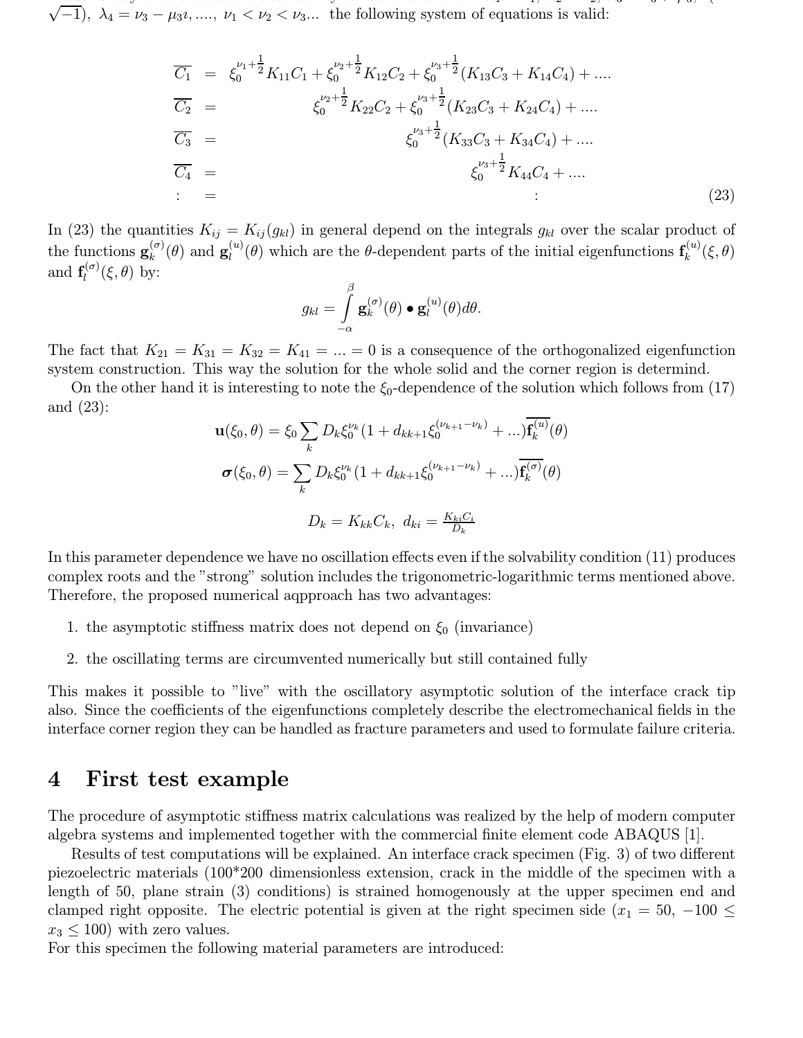$\sqrt{-1}$), $\lambda_4 = \nu_3 - \mu_3 \imath, ....,$ $\nu_1 < \nu_2 < \nu_3...$ the following system of equations is valid:

$$
\begin{aligned}
\overline{C_1} &= \xi_0^{\nu_1+\frac{1}{2}} K_{11} C_1 + \xi_0^{\nu_2+\frac{1}{2}} K_{12} C_2 + \xi_0^{\nu_3+\frac{1}{2}} (K_{13} C_3 + K_{14} C_4) + .... \\
\overline{C_2} &= \xi_0^{\nu_2+\frac{1}{2}} K_{22} C_2 + \xi_0^{\nu_3+\frac{1}{2}} (K_{23} C_3 + K_{24} C_4) + .... \\
\overline{C_3} &= \xi_0^{\nu_3+\frac{1}{2}} (K_{33} C_3 + K_{34} C_4) + .... \\
\overline{C_4} &= \xi_0^{\nu_3+\frac{1}{2}} K_{44} C_4 + .... \\
\vdots &= \vdots
\end{aligned}
\tag{23}
$$

In (23) the quantities $K_{ij} = K_{ij}(g_{kl})$ in general depend on the integrals $g_{kl}$ over the scalar product of the functions $\mathbf{g}_k^{(\sigma)}(\theta)$ and $\mathbf{g}_l^{(u)}(\theta)$ which are the $\theta$-dependent parts of the initial eigenfunctions $\mathbf{f}_k^{(u)}(\xi, \theta)$ and $\mathbf{f}_l^{(\sigma)}(\xi, \theta)$ by:

$$
g_{kl} = \int_{-\alpha}^{\beta} \mathbf{g}_k^{(\sigma)}(\theta) \bullet \mathbf{g}_l^{(u)}(\theta) d\theta.
$$

The fact that $K_{21} = K_{31} = K_{32} = K_{41} = ... = 0$ is a consequence of the orthogonalized eigenfunction system construction. This way the solution for the whole solid and the corner region is determind.

On the other hand it is interesting to note the $\xi_0$-dependence of the solution which follows from (17) and (23):

$$
\mathbf{u}(\xi_0, \theta) = \xi_0 \sum_k D_k \xi_0^{\nu_k} (1 + d_{kk+1} \xi_0^{(\nu_{k+1} - \nu_k)} + ...) \overline{\mathbf{f}_k^{(u)}}(\theta)
$$

$$
\boldsymbol{\sigma}(\xi_0, \theta) = \sum_k D_k \xi_0^{\nu_k} (1 + d_{kk+1} \xi_0^{(\nu_{k+1} - \nu_k)} + ...) \overline{\mathbf{f}_k^{(\sigma)}}(\theta)
$$

$$
D_k = K_{kk} C_k, \; d_{ki} = \frac{K_{ki} C_i}{D_k}
$$

In this parameter dependence we have no oscillation effects even if the solvability condition (11) produces complex roots and the "strong" solution includes the trigonometric-logarithmic terms mentioned above. Therefore, the proposed numerical aqpproach has two advantages:

1. the asymptotic stiffness matrix does not depend on $\xi_0$ (invariance)
2. the oscillating terms are circumvented numerically but still contained fully

This makes it possible to "live" with the oscillatory asymptotic solution of the interface crack tip also. Since the coefficients of the eigenfunctions completely describe the electromechanical fields in the interface corner region they can be handled as fracture parameters and used to formulate failure criteria.

# 4 First test example

The procedure of asymptotic stiffness matrix calculations was realized by the help of modern computer algebra systems and implemented together with the commercial finite element code ABAQUS [1].

Results of test computations will be explained. An interface crack specimen (Fig. 3) of two different piezoelectric materials (100*200 dimensionless extension, crack in the middle of the specimen with a length of 50, plane strain (3) conditions) is strained homogenously at the upper specimen end and clamped right opposite. The electric potential is given at the right specimen side ($x_1 = 50$, $-100 \leq x_3 \leq 100$) with zero values.
For this specimen the following material parameters are introduced: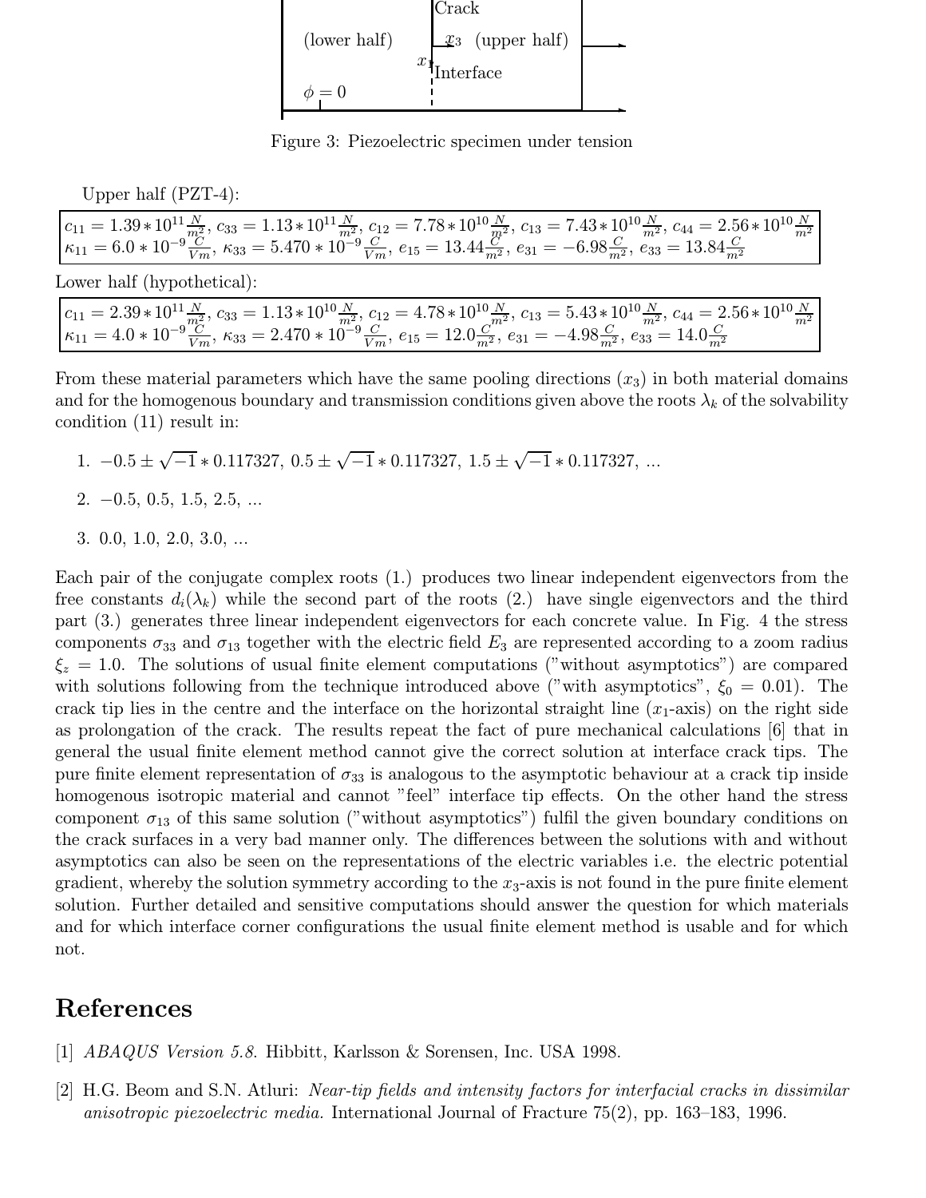Crack

(lower half) $x_3$ (upper half)

$x_1$ Interface

$\phi = 0$

Figure 3: Piezoelectric specimen under tension

Upper half (PZT-4):

$c_{11} = 1.39*10^{11}\frac{N}{m^2}$, $c_{33} = 1.13*10^{11}\frac{N}{m^2}$, $c_{12} = 7.78*10^{10}\frac{N}{m^2}$, $c_{13} = 7.43*10^{10}\frac{N}{m^2}$, $c_{44} = 2.56*10^{10}\frac{N}{m^2}$
$\kappa_{11} = 6.0*10^{-9}\frac{C}{Vm}$, $\kappa_{33} = 5.470*10^{-9}\frac{C}{Vm}$, $e_{15} = 13.44\frac{C}{m^2}$, $e_{31} = -6.98\frac{C}{m^2}$, $e_{33} = 13.84\frac{C}{m^2}$

Lower half (hypothetical):

$c_{11} = 2.39*10^{11}\frac{N}{m^2}$, $c_{33} = 1.13*10^{10}\frac{N}{m^2}$, $c_{12} = 4.78*10^{10}\frac{N}{m^2}$, $c_{13} = 5.43*10^{10}\frac{N}{m^2}$, $c_{44} = 2.56*10^{10}\frac{N}{m^2}$
$\kappa_{11} = 4.0*10^{-9}\frac{C}{Vm}$, $\kappa_{33} = 2.470*10^{-9}\frac{C}{Vm}$, $e_{15} = 12.0\frac{C}{m^2}$, $e_{31} = -4.98\frac{C}{m^2}$, $e_{33} = 14.0\frac{C}{m^2}$

From these material parameters which have the same pooling directions ($x_3$) in both material domains and for the homogenous boundary and transmission conditions given above the roots $\lambda_k$ of the solvability condition (11) result in:

1. $-0.5 \pm \sqrt{-1} * 0.117327,\ 0.5 \pm \sqrt{-1} * 0.117327,\ 1.5 \pm \sqrt{-1} * 0.117327,\ ...$
2. $-0.5,\ 0.5,\ 1.5,\ 2.5,\ ...$
3. $0.0,\ 1.0,\ 2.0,\ 3.0,\ ...$

Each pair of the conjugate complex roots (1.) produces two linear independent eigenvectors from the free constants $d_i(\lambda_k)$ while the second part of the roots (2.) have single eigenvectors and the third part (3.) generates three linear independent eigenvectors for each concrete value. In Fig. 4 the stress components $\sigma_{33}$ and $\sigma_{13}$ together with the electric field $E_3$ are represented according to a zoom radius $\xi_z = 1.0$. The solutions of usual finite element computations ("without asymptotics") are compared with solutions following from the technique introduced above ("with asymptotics", $\xi_0 = 0.01$). The crack tip lies in the centre and the interface on the horizontal straight line ($x_1$-axis) on the right side as prolongation of the crack. The results repeat the fact of pure mechanical calculations [6] that in general the usual finite element method cannot give the correct solution at interface crack tips. The pure finite element representation of $\sigma_{33}$ is analogous to the asymptotic behaviour at a crack tip inside homogenous isotropic material and cannot "feel" interface tip effects. On the other hand the stress component $\sigma_{13}$ of this same solution ("without asymptotics") fulfil the given boundary conditions on the crack surfaces in a very bad manner only. The differences between the solutions with and without asymptotics can also be seen on the representations of the electric variables i.e. the electric potential gradient, whereby the solution symmetry according to the $x_3$-axis is not found in the pure finite element solution. Further detailed and sensitive computations should answer the question for which materials and for which interface corner configurations the usual finite element method is usable and for which not.

# References

[1] *ABAQUS Version 5.8.* Hibbitt, Karlsson & Sorensen, Inc. USA 1998.

[2] H.G. Beom and S.N. Atluri: *Near-tip fields and intensity factors for interfacial cracks in dissimilar anisotropic piezoelectric media.* International Journal of Fracture 75(2), pp. 163–183, 1996.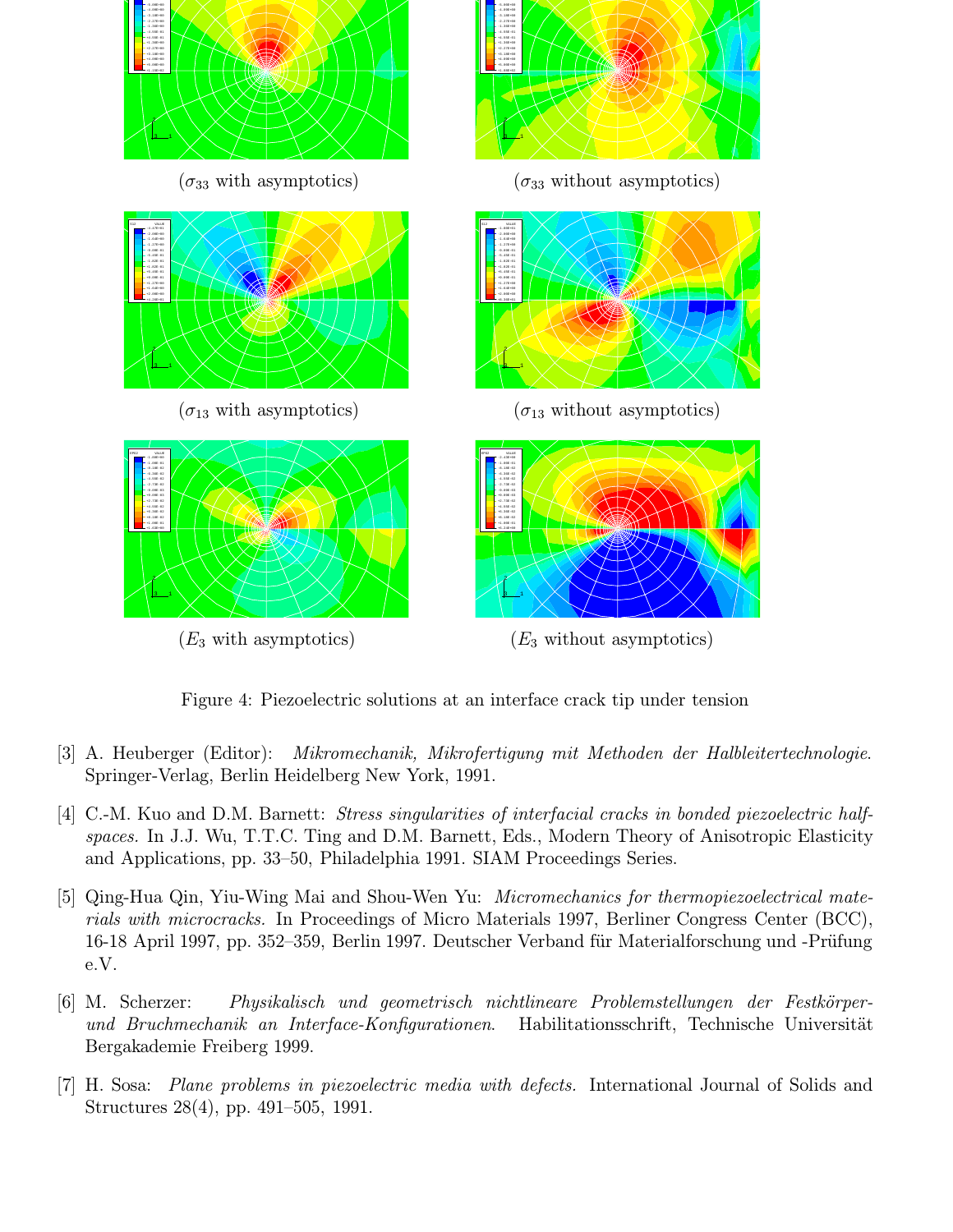($\sigma_{33}$ with asymptotics)

($\sigma_{33}$ without asymptotics)

($\sigma_{13}$ with asymptotics)

($\sigma_{13}$ without asymptotics)

($E_3$ with asymptotics)

($E_3$ without asymptotics)

Figure 4: Piezoelectric solutions at an interface crack tip under tension

[3] A. Heuberger (Editor): *Mikromechanik, Mikrofertigung mit Methoden der Halbleitertechnologie.* Springer-Verlag, Berlin Heidelberg New York, 1991.

[4] C.-M. Kuo and D.M. Barnett: *Stress singularities of interfacial cracks in bonded piezoelectric half-spaces.* In J.J. Wu, T.T.C. Ting and D.M. Barnett, Eds., Modern Theory of Anisotropic Elasticity and Applications, pp. 33–50, Philadelphia 1991. SIAM Proceedings Series.

[5] Qing-Hua Qin, Yiu-Wing Mai and Shou-Wen Yu: *Micromechanics for thermopiezoelectrical materials with microcracks.* In Proceedings of Micro Materials 1997, Berliner Congress Center (BCC), 16-18 April 1997, pp. 352–359, Berlin 1997. Deutscher Verband für Materialforschung und -Prüfung e.V.

[6] M. Scherzer: *Physikalisch und geometrisch nichtlineare Problemstellungen der Festkörper- und Bruchmechanik an Interface-Konfigurationen.* Habilitationsschrift, Technische Universität Bergakademie Freiberg 1999.

[7] H. Sosa: *Plane problems in piezoelectric media with defects.* International Journal of Solids and Structures 28(4), pp. 491–505, 1991.